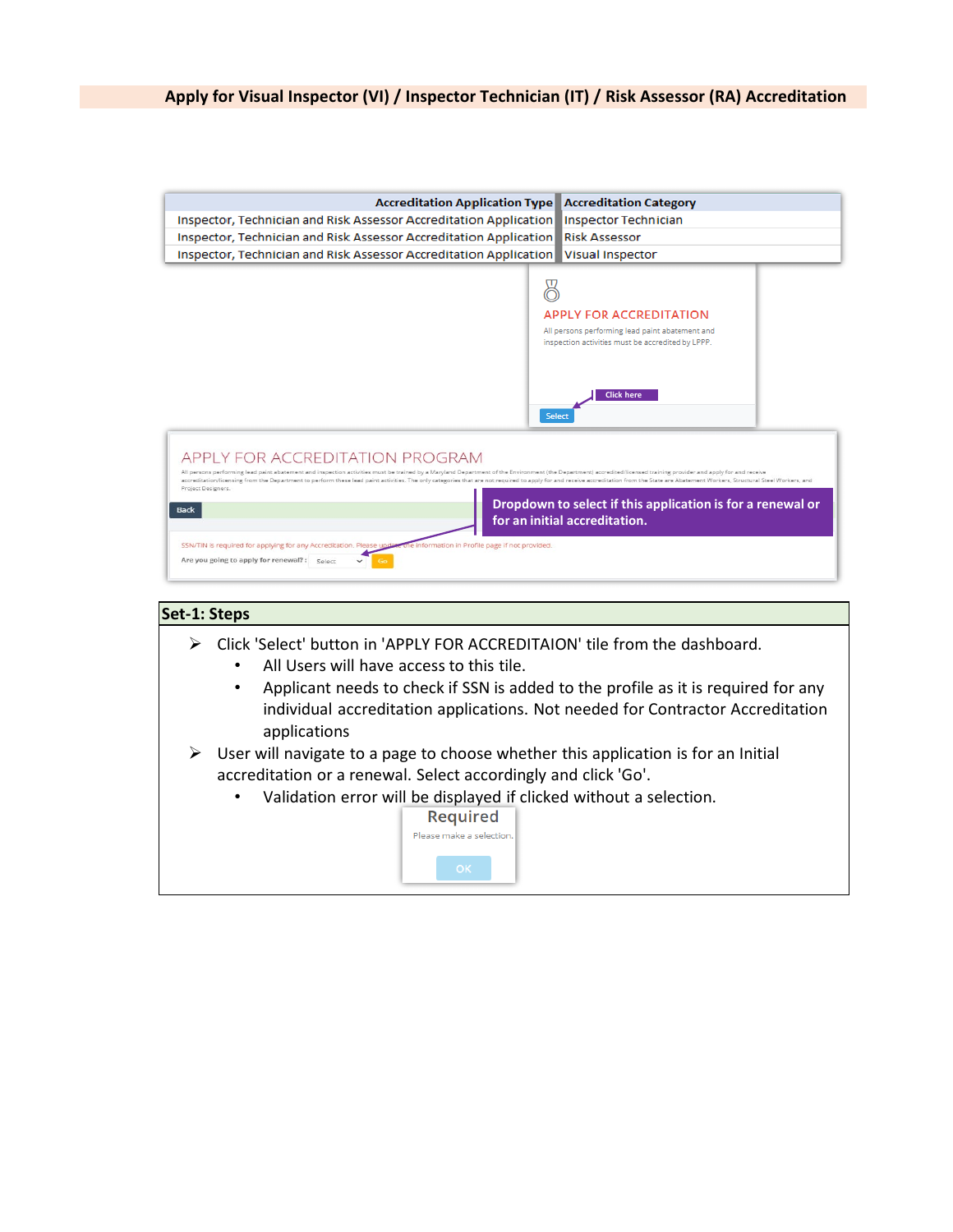## Apply for Visual Inspector (VI) / Inspector Technician (IT) / Risk Assessor (RA) Accreditation

| Accreditation Application Type | Accreditation Category |
|---|---|
| Inspector, Technician and Risk Assessor Accreditation Application | Inspector Technician |
| Inspector, Technician and Risk Assessor Accreditation Application | Risk Assessor |
| Inspector, Technician and Risk Assessor Accreditation Application | Visual Inspector |

### Set-1: Steps

- Click 'Select' button in 'APPLY FOR ACCREDITAION' tile from the dashboard.
  - All Users will have access to this tile.
  - Applicant needs to check if SSN is added to the profile as it is required for any individual accreditation applications. Not needed for Contractor Accreditation applications
- User will navigate to a page to choose whether this application is for an Initial accreditation or a renewal. Select accordingly and click 'Go'.
  - Validation error will be displayed if clicked without a selection.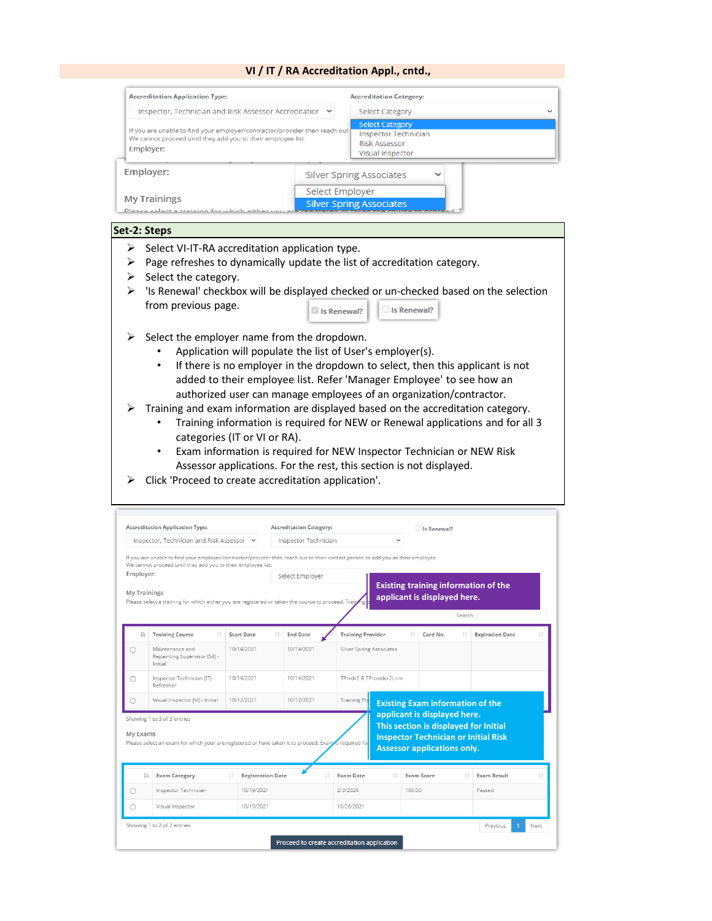## VI / IT / RA Accreditation Appl., cntd.,

Accreditation Application Type: Inspector, Technician and Risk Assessor Accreditation

Accreditation Category: Select Category

- Select Category
- Inspector Technician
- Risk Assessor
- Visual Inspector

If you are unable to find your employer/contractor/provider then reach out to their contact person to add you as their employee. We cannot proceed until they add you to their employee list.

Employer: Silver Spring Associates

- Select Employer
- Silver Spring Associates

My Trainings

### Set-2: Steps

- Select VI-IT-RA accreditation application type.
- Page refreshes to dynamically update the list of accreditation category.
- Select the category.
- 'Is Renewal' checkbox will be displayed checked or un-checked based on the selection from previous page. ☑ Is Renewal? ☐ Is Renewal?
- Select the employer name from the dropdown.
  - Application will populate the list of User's employer(s).
  - If there is no employer in the dropdown to select, then this applicant is not added to their employee list. Refer 'Manager Employee' to see how an authorized user can manage employees of an organization/contractor.
- Training and exam information are displayed based on the accreditation category.
  - Training information is required for NEW or Renewal applications and for all 3 categories (IT or VI or RA).
  - Exam information is required for NEW Inspector Technician or NEW Risk Assessor applications. For the rest, this section is not displayed.
- Click 'Proceed to create accreditation application'.

Accreditation Application Type: Inspector, Technician and Risk Assessor

Accreditation Category: Inspector Technician

☐ Is Renewal?

If you are unable to find your employer/contractor/provider then reach out to their contact person to add you as their employee. We cannot proceed until they add you to their employee list.

Employer: Select Employer

My Trainings

Please select a training for which either you are registered or taken the course to proceed.

**Existing training information of the applicant is displayed here.**

| | Training Course | Start Date | End Date | Training Provider | Card No. | Expiration Date |
|---|---|---|---|---|---|---|
| ○ | Maintenance and Repainting Supervisor (54) - Initial | 10/14/2021 | 10/14/2021 | Silver Spring Associates | | |
| ○ | Inspector Technician (IT) - Refresher | 10/14/2021 | 10/14/2021 | TPrvdr2 B TProvider2Lnm | | |
| ○ | Visual Inspector (VI) - Initial | 10/12/2021 | 10/12/2021 | Training Pr... | | |

Showing 1 to 3 of 3 entries

My Exams

Please select an exam for which your are registered or have taken it to proceed.

**Existing Exam information of the applicant is displayed here. This section is displayed for Initial Inspector Technician or Initial Risk Assessor applications only.**

| | Exam Category | Registration Date | Exam Date | Exam Score | Exam Result |
|---|---|---|---|---|---|
| ○ | Inspector Technician | 10/19/2021 | 2/3/2024 | 100.00 | Passed |
| ○ | Visual Inspector | 10/19/2021 | 10/26/2021 | | |

Showing 1 to 2 of 2 entries

Previous 1 Next

Proceed to create accreditation application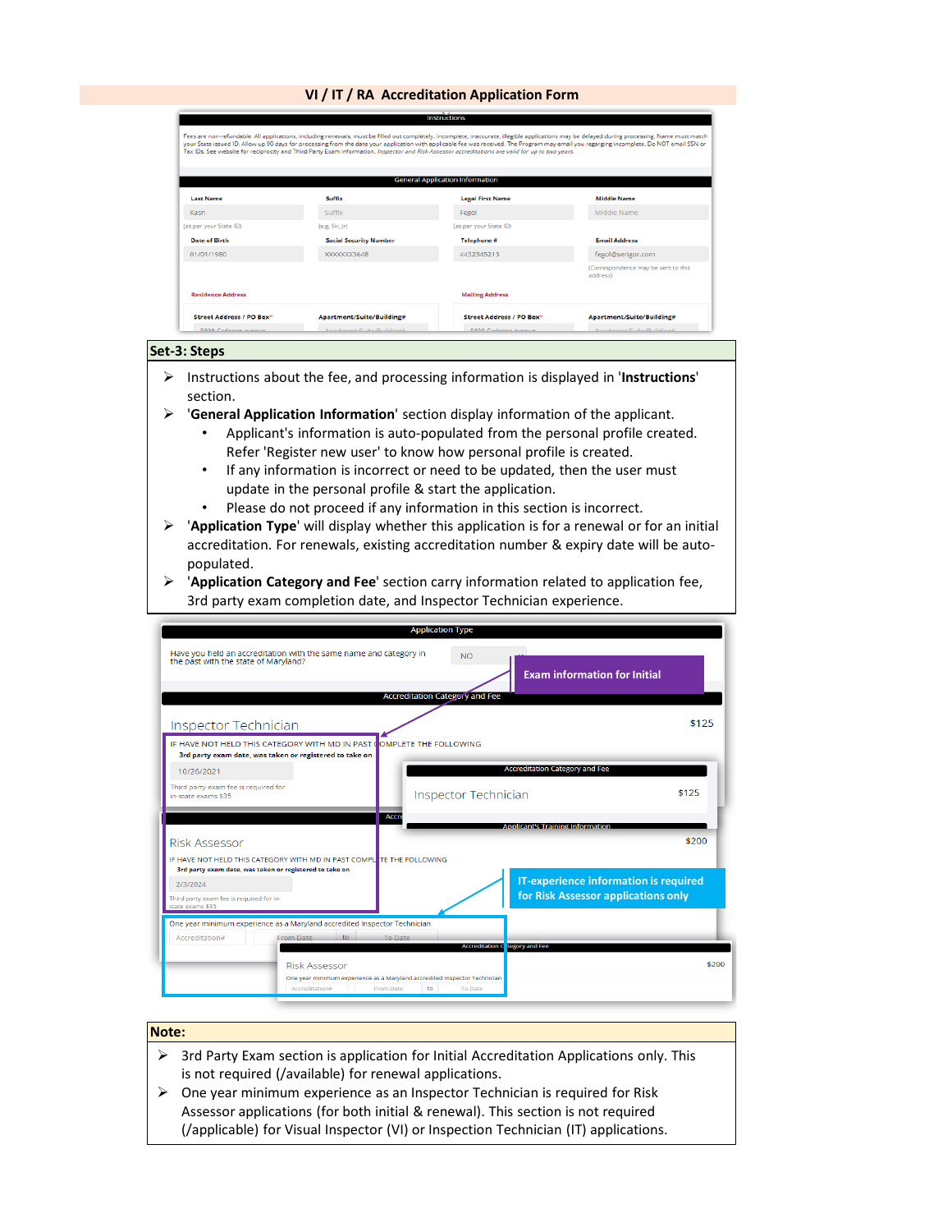## VI / IT / RA Accreditation Application Form

**Set-3: Steps**

- Instructions about the fee, and processing information is displayed in '**Instructions**' section.
- '**General Application Information**' section display information of the applicant.
  - Applicant's information is auto-populated from the personal profile created. Refer 'Register new user' to know how personal profile is created.
  - If any information is incorrect or need to be updated, then the user must update in the personal profile & start the application.
  - Please do not proceed if any information in this section is incorrect.
- '**Application Type**' will display whether this application is for a renewal or for an initial accreditation. For renewals, existing accreditation number & expiry date will be auto-populated.
- '**Application Category and Fee**' section carry information related to application fee, 3rd party exam completion date, and Inspector Technician experience.

**Exam information for Initial**

**IT-experience information is required for Risk Assessor applications only**

**Note:**

- 3rd Party Exam section is application for Initial Accreditation Applications only. This is not required (/available) for renewal applications.
- One year minimum experience as an Inspector Technician is required for Risk Assessor applications (for both initial & renewal). This section is not required (/applicable) for Visual Inspector (VI) or Inspection Technician (IT) applications.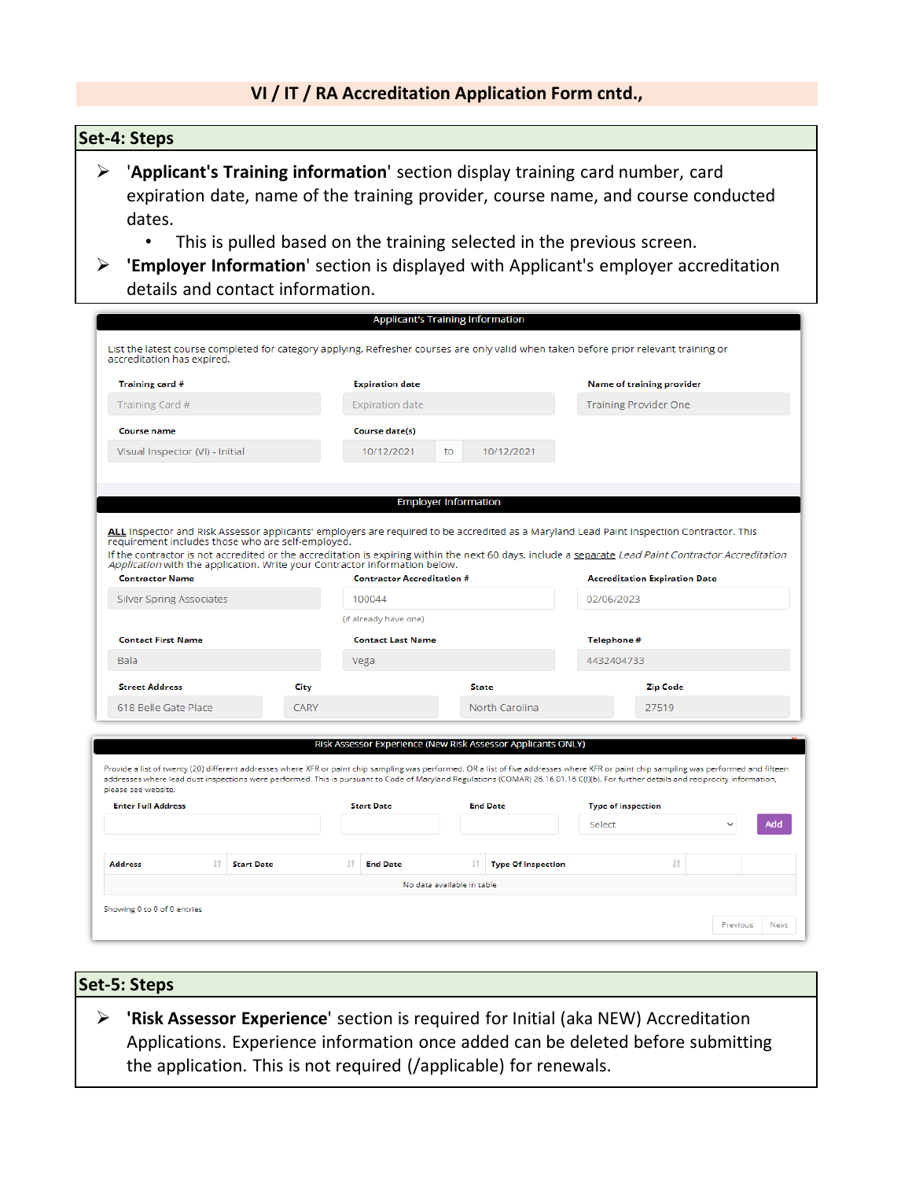## VI / IT / RA Accreditation Application Form cntd.,

### Set-4: Steps

- '**Applicant's Training information**' section display training card number, card expiration date, name of the training provider, course name, and course conducted dates.
  - This is pulled based on the training selected in the previous screen.
- '**Employer Information**' section is displayed with Applicant's employer accreditation details and contact information.

**Applicant's Training Information**

List the latest course completed for category applying. Refresher courses are only valid when taken before prior relevant training or accreditation has expired.

| Training card # | Expiration date | Name of training provider |
| --- | --- | --- |
| Training Card # | Expiration date | Training Provider One |

| Course name | Course date(s) |
| --- | --- |
| Visual Inspector (VI) - Initial | 10/12/2021 to 10/12/2021 |

**Employer Information**

ALL Inspector and Risk Assessor applicants' employers are required to be accredited as a Maryland Lead Paint Inspection Contractor. This requirement includes those who are self-employed.
If the contractor is not accredited or the accreditation is expiring within the next 60 days, include a separate *Lead Paint Contractor Accreditation Application* with the application. Write your Contractor information below.

| Contractor Name | Contractor Accreditation # | Accreditation Expiration Date |
| --- | --- | --- |
| Silver Spring Associates | 100044 (if already have one) | 02/06/2023 |

| Contact First Name | Contact Last Name | Telephone # |
| --- | --- | --- |
| Bala | Vega | 4432404733 |

| Street Address | City | State | Zip Code |
| --- | --- | --- | --- |
| 618 Belle Gate Place | CARY | North Carolina | 27519 |

**Risk Assessor Experience (New Risk Assessor Applicants ONLY)**

Provide a list of twenty (20) different addresses where XFR or paint chip sampling was performed. OR a list of five addresses where XFR or paint chip sampling was performed and fifteen addresses where lead dust inspections were performed. This is pursuant to Code of Maryland Regulations (COMAR) 26.16.01.16.C(I)(b). For further details and reciprocity information, please see website.

Enter Full Address | Start Date | End Date | Type of inspection: Select | Add

| Address | Start Date | End Date | Type Of Inspection | | |
| --- | --- | --- | --- | --- | --- |
| No data available in table | | | | | |

Showing 0 to 0 of 0 entries

Previous | Next

### Set-5: Steps

- '**Risk Assessor Experience**' section is required for Initial (aka NEW) Accreditation Applications. Experience information once added can be deleted before submitting the application. This is not required (/applicable) for renewals.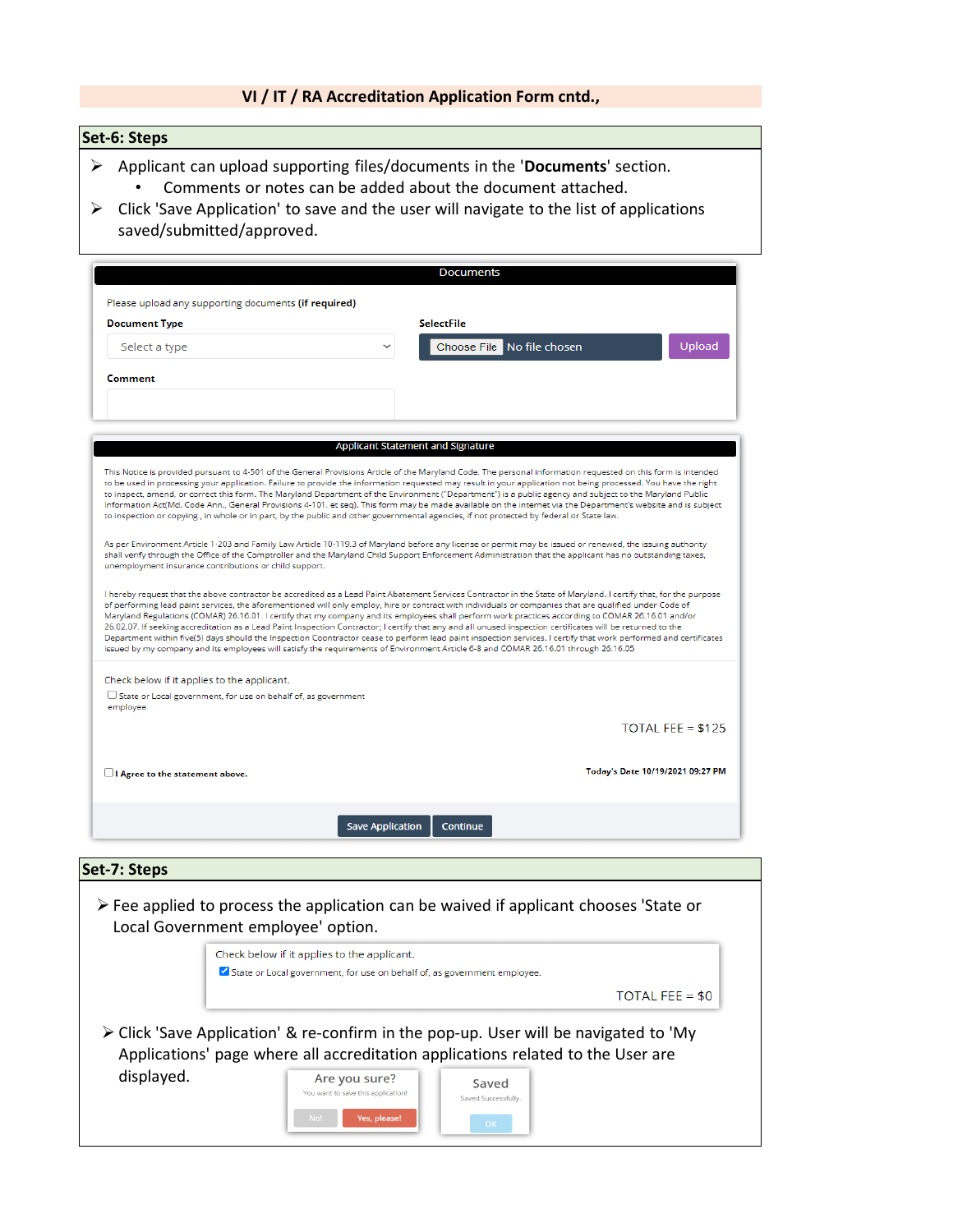## VI / IT / RA Accreditation Application Form cntd.,

### Set-6: Steps

- Applicant can upload supporting files/documents in the '**Documents**' section.
  - Comments or notes can be added about the document attached.
- Click 'Save Application' to save and the user will navigate to the list of applications saved/submitted/approved.

**Documents**

Please upload any supporting documents **(if required)**

**Document Type**

Select a type

**SelectFile**

Choose File No file chosen

Upload

**Comment**

**Applicant Statement and Signature**

This Notice is provided pursuant to 4-501 of the General Provisions Article of the Maryland Code. The personal information requested on this form is intended to be used in processing your application. Failure to provide the information requested may result in your application not being processed. You have the right to inspect, amend, or correct this form. The Maryland Department of the Environment ("Department") is a public agency and subject to the Maryland Public Information Act(Md. Code Ann., General Provisions 4-101. et seq). This form may be made available on the Internet via the Department's website and is subject to inspection or copying , in whole or in part, by the public and other governmental agencies, if not protected by federal or State law.

As per Environment Article 1-203 and Family Law Article 10-119.3 of Maryland before any license or permit may be issued or renewed, the issuing authority shall verify through the Office of the Comptroller and the Maryland Child Support Enforcement Administration that the applicant has no outstanding taxes, unemployment insurance contributions or child support.

I hereby request that the above contractor be accredited as a Lead Paint Abatement Services Contractor in the State of Maryland. I certify that, for the purpose of performing lead paint services, the aforementioned will only employ, hire or contract with individuals or companies that are qualified under Code of Maryland Regulations (COMAR) 26.16.01. I certify that my company and its employees shall perform work practices according to COMAR 26.16.01 and/or 26.02.07. If seeking accreditation as a Lead Paint Inspection Contractor; I certify that any and all unused inspection certificates will be returned to the Department within five(5) days should the Inspection Ccontractor cease to perform lead paint inspection services. I certify that work performed and certificates issued by my company and its employees will satisfy the requirements of Environment Article 6-8 and COMAR 26.16.01 through 26.16.05

Check below if it applies to the applicant.

☐ State or Local government, for use on behalf of, as government employee.

TOTAL FEE = $125

☐ **I Agree to the statement above.**

**Today's Date 10/19/2021 09:27 PM**

Save Application | Continue

### Set-7: Steps

- Fee applied to process the application can be waived if applicant chooses 'State or Local Government employee' option.

Check below if it applies to the applicant.

☑ State or Local government, for use on behalf of, as government employee.

TOTAL FEE = $0

- Click 'Save Application' & re-confirm in the pop-up. User will be navigated to 'My Applications' page where all accreditation applications related to the User are displayed.

Are you sure?
You want to save this application!
No! | Yes, please!

Saved
Saved Successfully.
OK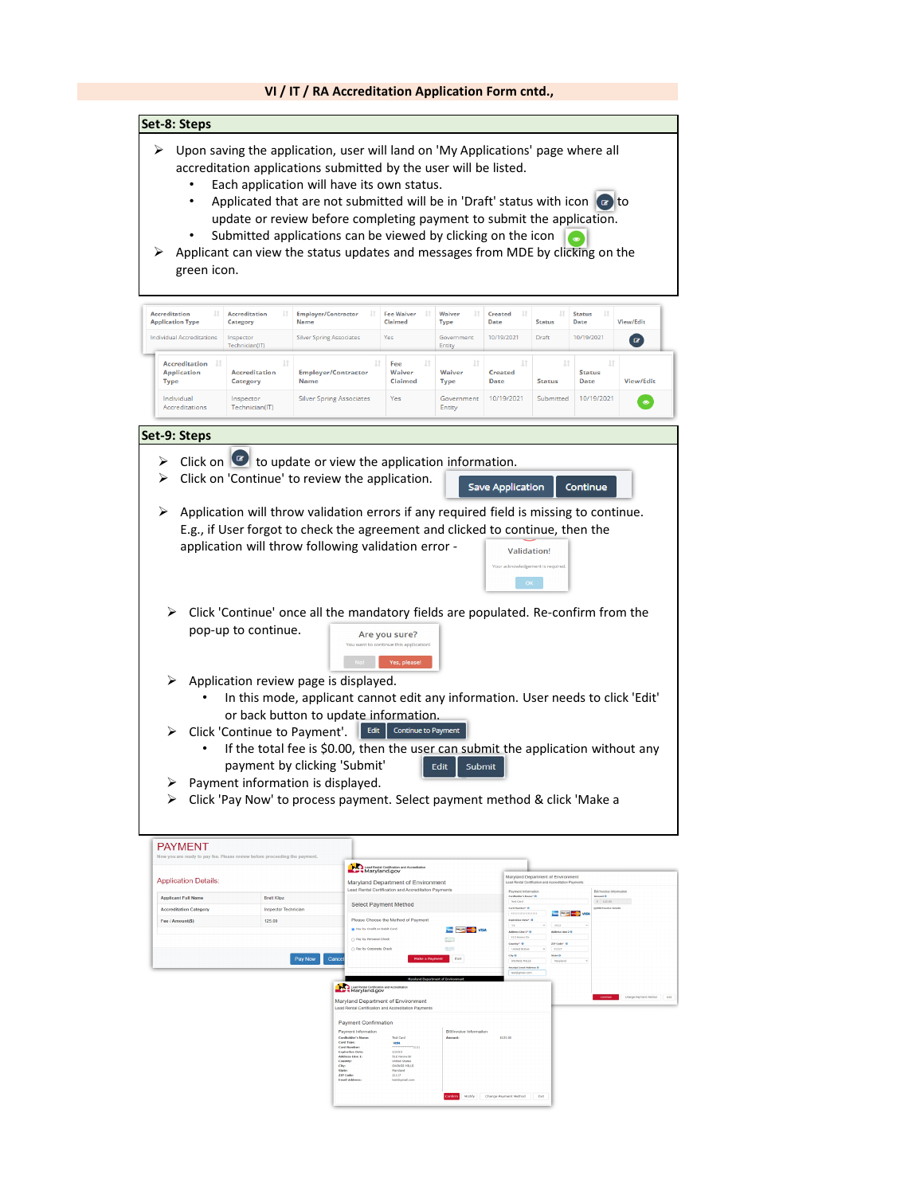## VI / IT / RA Accreditation Application Form cntd.,

### Set-8: Steps

- Upon saving the application, user will land on 'My Applications' page where all accreditation applications submitted by the user will be listed.
  - Each application will have its own status.
  - Applicated that are not submitted will be in 'Draft' status with icon to update or review before completing payment to submit the application.
  - Submitted applications can be viewed by clicking on the icon
- Applicant can view the status updates and messages from MDE by clicking on the green icon.

| Accreditation Application Type | Accreditation Category | Employer/Contractor Name | Fee Waiver Claimed | Waiver Type | Created Date | Status | Status Date | View/Edit |
|---|---|---|---|---|---|---|---|---|
| Individual Accreditations | Inspector Technician(IT) | Silver Spring Associates | Yes | Government Entity | 10/19/2021 | Draft | 10/19/2021 | |

| Accreditation Application Type | Accreditation Category | Employer/Contractor Name | Fee Waiver Claimed | Waiver Type | Created Date | Status | Status Date | View/Edit |
|---|---|---|---|---|---|---|---|---|
| Individual Accreditations | Inspector Technician(IT) | Silver Spring Associates | Yes | Government Entity | 10/19/2021 | Submitted | 10/19/2021 | |

### Set-9: Steps

- Click on to update or view the application information.
- Click on 'Continue' to review the application. **Save Application** **Continue**
- Application will throw validation errors if any required field is missing to continue. E.g., if User forgot to check the agreement and clicked to continue, then the application will throw following validation error -

  Validation!
  Your acknowledgement is required.
  OK

- Click 'Continue' once all the mandatory fields are populated. Re-confirm from the pop-up to continue.

  Are you sure?
  You want to continue this application!
  No! Yes, please!

- Application review page is displayed.
  - In this mode, applicant cannot edit any information. User needs to click 'Edit' or back button to update information.
- Click 'Continue to Payment'. **Edit** **Continue to Payment**
  - If the total fee is $0.00, then the user can submit the application without any payment by clicking 'Submit' **Edit** **Submit**
- Payment information is displayed.
- Click 'Pay Now' to process payment. Select payment method & click 'Make a

PAYMENT

Now you are ready to pay fee. Please review before proceeding the payment.

Application Details:

| | |
|---|---|
| Applicant Full Name | Brett Klipz |
| Accreditation Category | Inspector Technician |
| Fee / Amount($) | 125.00 |

Pay Now Cancel

Maryland.gov
Maryland Department of Environment
Lead Rental Certification and Accreditation Payments

Select Payment Method

Please Choose the Method of Payment
- Pay by Credit or Debit Card
- Pay by Personal Check
- Pay by Corporate Check

Make a Payment Exit

Maryland Department of Environment
Lead Rental Certification and Accreditation Payments

Payment Information

Bill/Invoice Information

Continue Change Payment Method Exit

Maryland.gov
Maryland Department of Environment
Lead Rental Certification and Accreditation Payments

Payment Confirmation

Payment Information | Bill/Invoice Information

Confirm Modify Change Payment Method Exit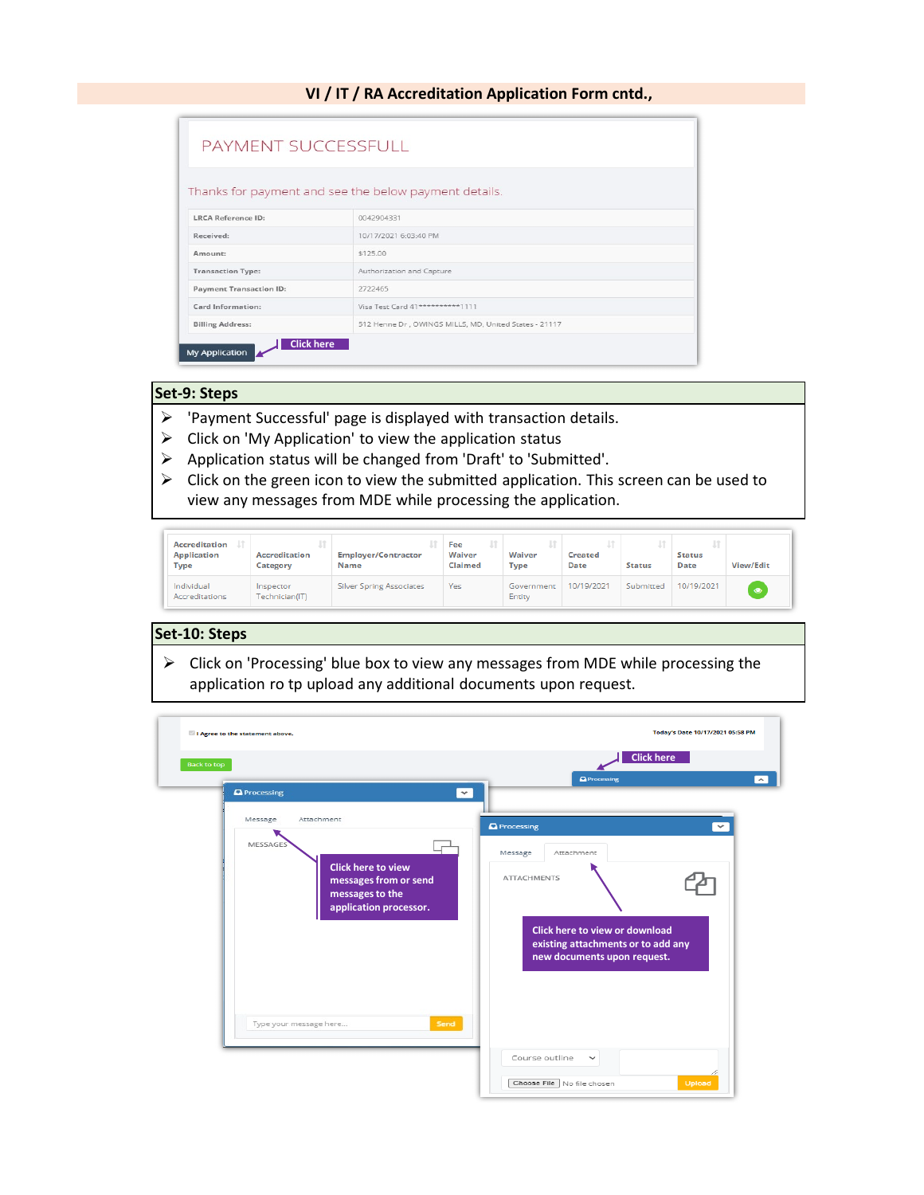# VI / IT / RA Accreditation Application Form cntd.,

PAYMENT SUCCESSFULL

Thanks for payment and see the below payment details.

| | |
|---|---|
| LRCA Reference ID: | 0042904331 |
| Received: | 10/17/2021 6:03:40 PM |
| Amount: | $125.00 |
| Transaction Type: | Authorization and Capture |
| Payment Transaction ID: | 2722465 |
| Card Information: | Visa Test Card 41**********1111 |
| Billing Address: | 512 Henne Dr , OWINGS MILLS, MD, United States - 21117 |

My Application

Click here

## Set-9: Steps

- 'Payment Successful' page is displayed with transaction details.
- Click on 'My Application' to view the application status
- Application status will be changed from 'Draft' to 'Submitted'.
- Click on the green icon to view the submitted application. This screen can be used to view any messages from MDE while processing the application.

| Accreditation Application Type | Accreditation Category | Employer/Contractor Name | Fee Waiver Claimed | Waiver Type | Created Date | Status | Status Date | View/Edit |
|---|---|---|---|---|---|---|---|---|
| Individual Accreditations | Inspector Technician(IT) | Silver Spring Associates | Yes | Government Entity | 10/19/2021 | Submitted | 10/19/2021 | |

## Set-10: Steps

- Click on 'Processing' blue box to view any messages from MDE while processing the application ro tp upload any additional documents upon request.

I Agree to the statement above.

Today's Date 10/17/2021 05:58 PM

Back to top

Click here

Processing

Processing

Message Attachment

MESSAGES

Click here to view messages from or send messages to the application processor.

Type your message here...

Send

Processing

Message Attachment

ATTACHMENTS

Click here to view or download existing attachments or to add any new documents upon request.

Course outline

Choose File No file chosen

Upload